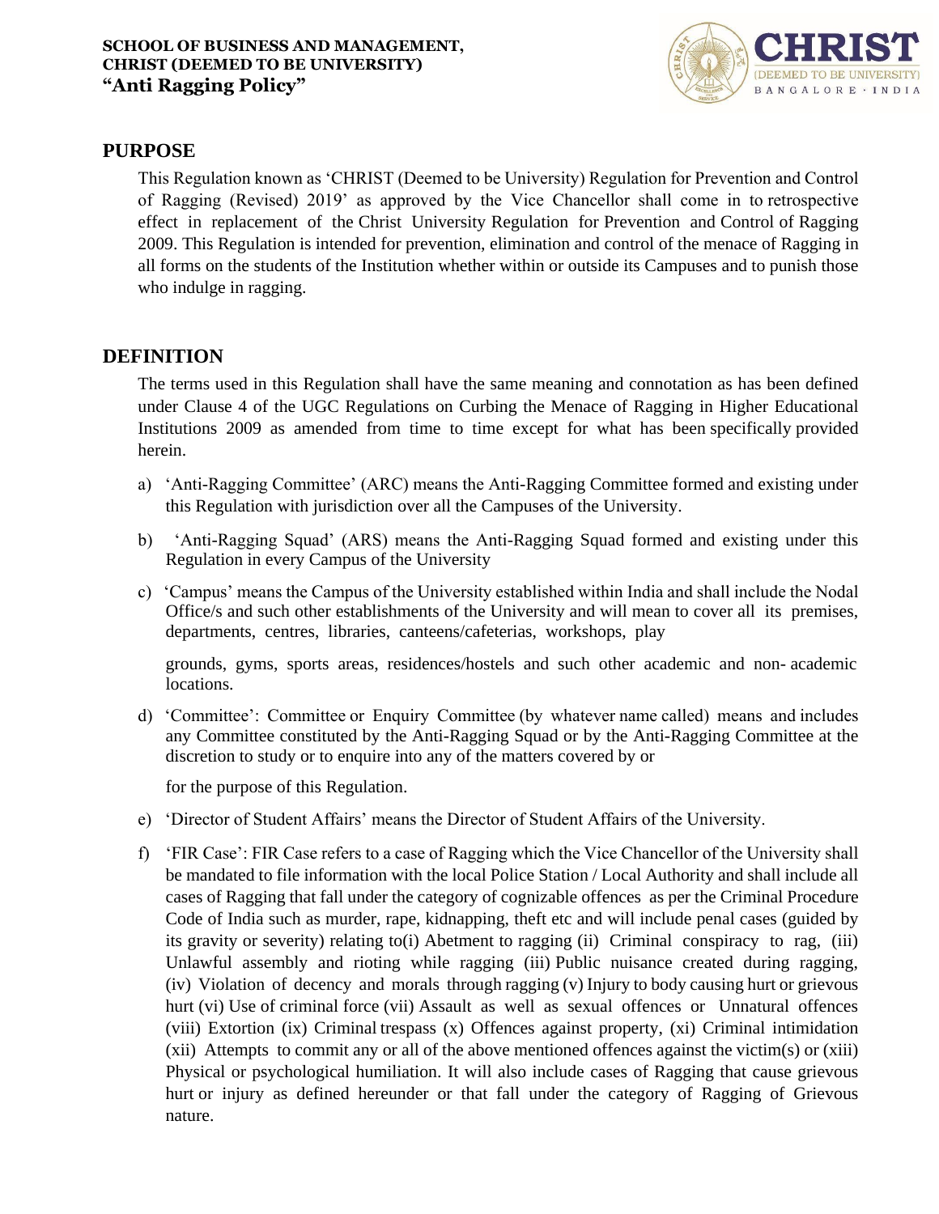**SCHOOL OF BUSINESS AND MANAGEMENT,**
**CHRIST (DEEMED TO BE UNIVERSITY)**
**"Anti Ragging Policy"**

## PURPOSE

This Regulation known as 'CHRIST (Deemed to be University) Regulation for Prevention and Control of Ragging (Revised) 2019' as approved by the Vice Chancellor shall come in to retrospective effect in replacement of the Christ University Regulation for Prevention and Control of Ragging 2009. This Regulation is intended for prevention, elimination and control of the menace of Ragging in all forms on the students of the Institution whether within or outside its Campuses and to punish those who indulge in ragging.

## DEFINITION

The terms used in this Regulation shall have the same meaning and connotation as has been defined under Clause 4 of the UGC Regulations on Curbing the Menace of Ragging in Higher Educational Institutions 2009 as amended from time to time except for what has been specifically provided herein.

a) 'Anti-Ragging Committee' (ARC) means the Anti-Ragging Committee formed and existing under this Regulation with jurisdiction over all the Campuses of the University.

b) 'Anti-Ragging Squad' (ARS) means the Anti-Ragging Squad formed and existing under this Regulation in every Campus of the University

c) 'Campus' means the Campus of the University established within India and shall include the Nodal Office/s and such other establishments of the University and will mean to cover all its premises, departments, centres, libraries, canteens/cafeterias, workshops, play grounds, gyms, sports areas, residences/hostels and such other academic and non- academic locations.

d) 'Committee': Committee or Enquiry Committee (by whatever name called) means and includes any Committee constituted by the Anti-Ragging Squad or by the Anti-Ragging Committee at the discretion to study or to enquire into any of the matters covered by or for the purpose of this Regulation.

e) 'Director of Student Affairs' means the Director of Student Affairs of the University.

f) 'FIR Case': FIR Case refers to a case of Ragging which the Vice Chancellor of the University shall be mandated to file information with the local Police Station / Local Authority and shall include all cases of Ragging that fall under the category of cognizable offences as per the Criminal Procedure Code of India such as murder, rape, kidnapping, theft etc and will include penal cases (guided by its gravity or severity) relating to(i) Abetment to ragging (ii) Criminal conspiracy to rag, (iii) Unlawful assembly and rioting while ragging (iii) Public nuisance created during ragging, (iv) Violation of decency and morals through ragging (v) Injury to body causing hurt or grievous hurt (vi) Use of criminal force (vii) Assault as well as sexual offences or Unnatural offences (viii) Extortion (ix) Criminal trespass (x) Offences against property, (xi) Criminal intimidation (xii) Attempts to commit any or all of the above mentioned offences against the victim(s) or (xiii) Physical or psychological humiliation. It will also include cases of Ragging that cause grievous hurt or injury as defined hereunder or that fall under the category of Ragging of Grievous nature.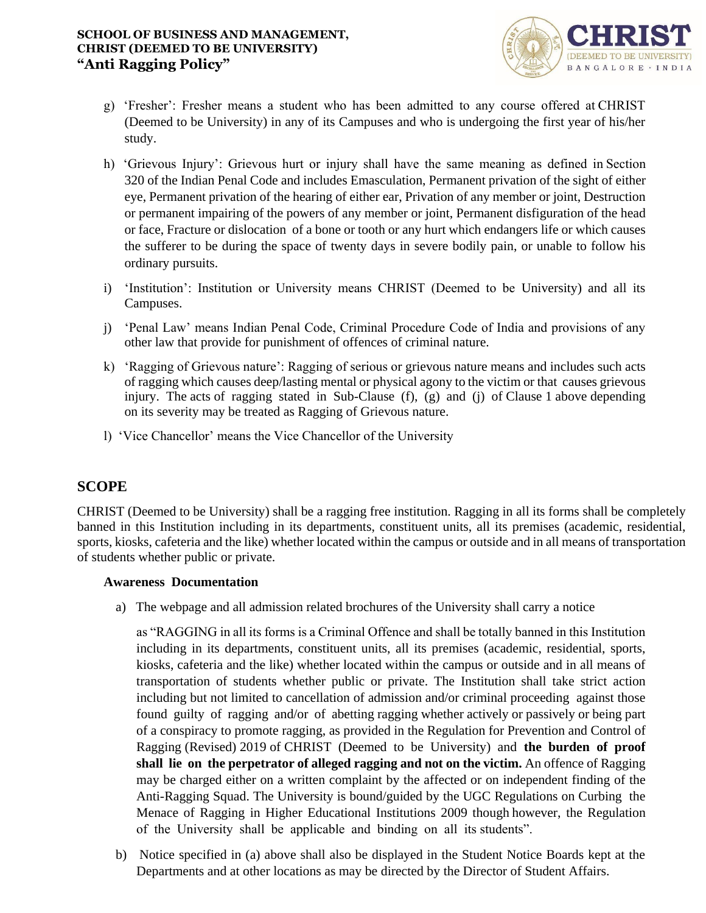g) 'Fresher': Fresher means a student who has been admitted to any course offered at CHRIST (Deemed to be University) in any of its Campuses and who is undergoing the first year of his/her study.

h) 'Grievous Injury': Grievous hurt or injury shall have the same meaning as defined in Section 320 of the Indian Penal Code and includes Emasculation, Permanent privation of the sight of either eye, Permanent privation of the hearing of either ear, Privation of any member or joint, Destruction or permanent impairing of the powers of any member or joint, Permanent disfiguration of the head or face, Fracture or dislocation of a bone or tooth or any hurt which endangers life or which causes the sufferer to be during the space of twenty days in severe bodily pain, or unable to follow his ordinary pursuits.

i) 'Institution': Institution or University means CHRIST (Deemed to be University) and all its Campuses.

j) 'Penal Law' means Indian Penal Code, Criminal Procedure Code of India and provisions of any other law that provide for punishment of offences of criminal nature.

k) 'Ragging of Grievous nature': Ragging of serious or grievous nature means and includes such acts of ragging which causes deep/lasting mental or physical agony to the victim or that causes grievous injury. The acts of ragging stated in Sub-Clause (f), (g) and (j) of Clause 1 above depending on its severity may be treated as Ragging of Grievous nature.

l) 'Vice Chancellor' means the Vice Chancellor of the University

## SCOPE

CHRIST (Deemed to be University) shall be a ragging free institution. Ragging in all its forms shall be completely banned in this Institution including in its departments, constituent units, all its premises (academic, residential, sports, kiosks, cafeteria and the like) whether located within the campus or outside and in all means of transportation of students whether public or private.

**Awareness Documentation**

a) The webpage and all admission related brochures of the University shall carry a notice

   as "RAGGING in all its forms is a Criminal Offence and shall be totally banned in this Institution including in its departments, constituent units, all its premises (academic, residential, sports, kiosks, cafeteria and the like) whether located within the campus or outside and in all means of transportation of students whether public or private. The Institution shall take strict action including but not limited to cancellation of admission and/or criminal proceeding against those found guilty of ragging and/or of abetting ragging whether actively or passively or being part of a conspiracy to promote ragging, as provided in the Regulation for Prevention and Control of Ragging (Revised) 2019 of CHRIST (Deemed to be University) and **the burden of proof shall lie on the perpetrator of alleged ragging and not on the victim.** An offence of Ragging may be charged either on a written complaint by the affected or on independent finding of the Anti-Ragging Squad. The University is bound/guided by the UGC Regulations on Curbing the Menace of Ragging in Higher Educational Institutions 2009 though however, the Regulation of the University shall be applicable and binding on all its students".

b) Notice specified in (a) above shall also be displayed in the Student Notice Boards kept at the Departments and at other locations as may be directed by the Director of Student Affairs.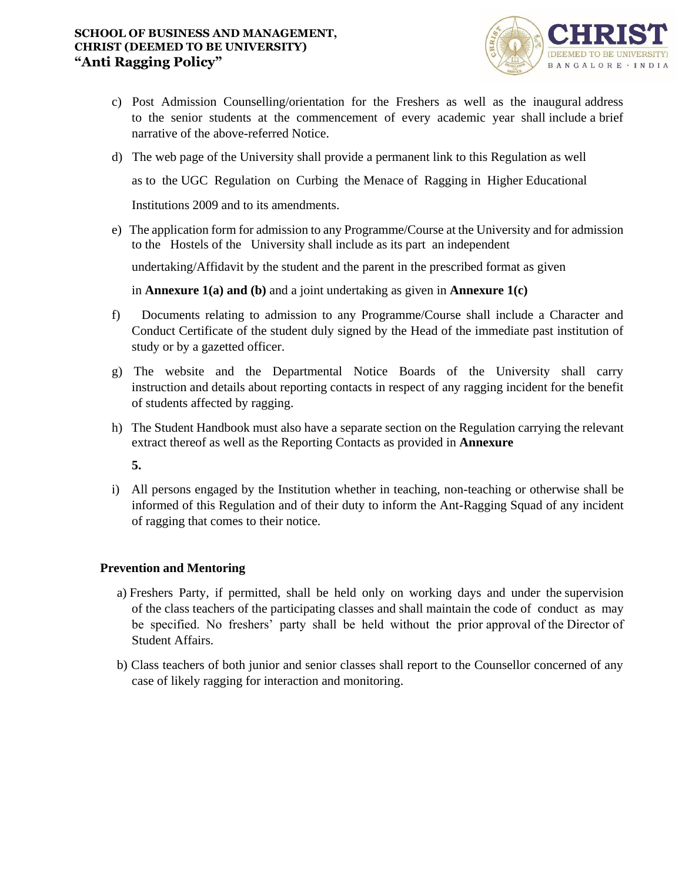c) Post Admission Counselling/orientation for the Freshers as well as the inaugural address to the senior students at the commencement of every academic year shall include a brief narrative of the above-referred Notice.

d) The web page of the University shall provide a permanent link to this Regulation as well as to the UGC Regulation on Curbing the Menace of Ragging in Higher Educational Institutions 2009 and to its amendments.

e) The application form for admission to any Programme/Course at the University and for admission to the Hostels of the University shall include as its part an independent undertaking/Affidavit by the student and the parent in the prescribed format as given in **Annexure 1(a) and (b)** and a joint undertaking as given in **Annexure 1(c)**

f) Documents relating to admission to any Programme/Course shall include a Character and Conduct Certificate of the student duly signed by the Head of the immediate past institution of study or by a gazetted officer.

g) The website and the Departmental Notice Boards of the University shall carry instruction and details about reporting contacts in respect of any ragging incident for the benefit of students affected by ragging.

h) The Student Handbook must also have a separate section on the Regulation carrying the relevant extract thereof as well as the Reporting Contacts as provided in **Annexure 5.**

i) All persons engaged by the Institution whether in teaching, non-teaching or otherwise shall be informed of this Regulation and of their duty to inform the Ant-Ragging Squad of any incident of ragging that comes to their notice.

**Prevention and Mentoring**

a) Freshers Party, if permitted, shall be held only on working days and under the supervision of the class teachers of the participating classes and shall maintain the code of conduct as may be specified. No freshers' party shall be held without the prior approval of the Director of Student Affairs.

b) Class teachers of both junior and senior classes shall report to the Counsellor concerned of any case of likely ragging for interaction and monitoring.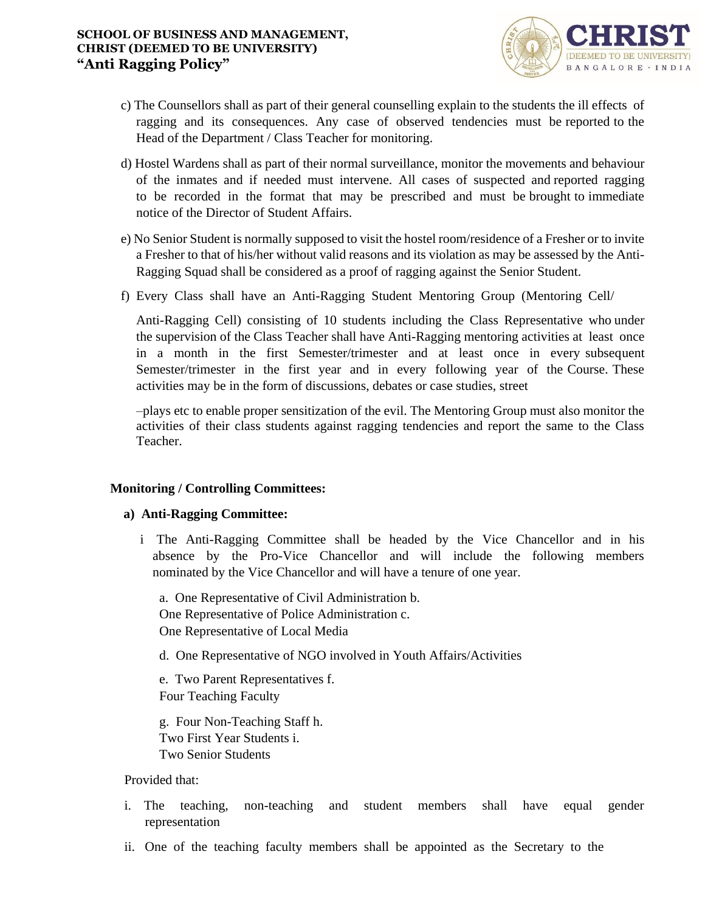c) The Counsellors shall as part of their general counselling explain to the students the ill effects of ragging and its consequences. Any case of observed tendencies must be reported to the Head of the Department / Class Teacher for monitoring.

d) Hostel Wardens shall as part of their normal surveillance, monitor the movements and behaviour of the inmates and if needed must intervene. All cases of suspected and reported ragging to be recorded in the format that may be prescribed and must be brought to immediate notice of the Director of Student Affairs.

e) No Senior Student is normally supposed to visit the hostel room/residence of a Fresher or to invite a Fresher to that of his/her without valid reasons and its violation as may be assessed by the Anti-Ragging Squad shall be considered as a proof of ragging against the Senior Student.

f) Every Class shall have an Anti-Ragging Student Mentoring Group (Mentoring Cell/ Anti-Ragging Cell) consisting of 10 students including the Class Representative who under the supervision of the Class Teacher shall have Anti-Ragging mentoring activities at least once in a month in the first Semester/trimester and at least once in every subsequent Semester/trimester in the first year and in every following year of the Course. These activities may be in the form of discussions, debates or case studies, street –plays etc to enable proper sensitization of the evil. The Mentoring Group must also monitor the activities of their class students against ragging tendencies and report the same to the Class Teacher.

**Monitoring / Controlling Committees:**

**a) Anti-Ragging Committee:**

i The Anti-Ragging Committee shall be headed by the Vice Chancellor and in his absence by the Pro-Vice Chancellor and will include the following members nominated by the Vice Chancellor and will have a tenure of one year.

a. One Representative of Civil Administration
b. One Representative of Police Administration
c. One Representative of Local Media
d. One Representative of NGO involved in Youth Affairs/Activities
e. Two Parent Representatives
f. Four Teaching Faculty
g. Four Non-Teaching Staff
h. Two First Year Students
i. Two Senior Students

Provided that:

i. The teaching, non-teaching and student members shall have equal gender representation

ii. One of the teaching faculty members shall be appointed as the Secretary to the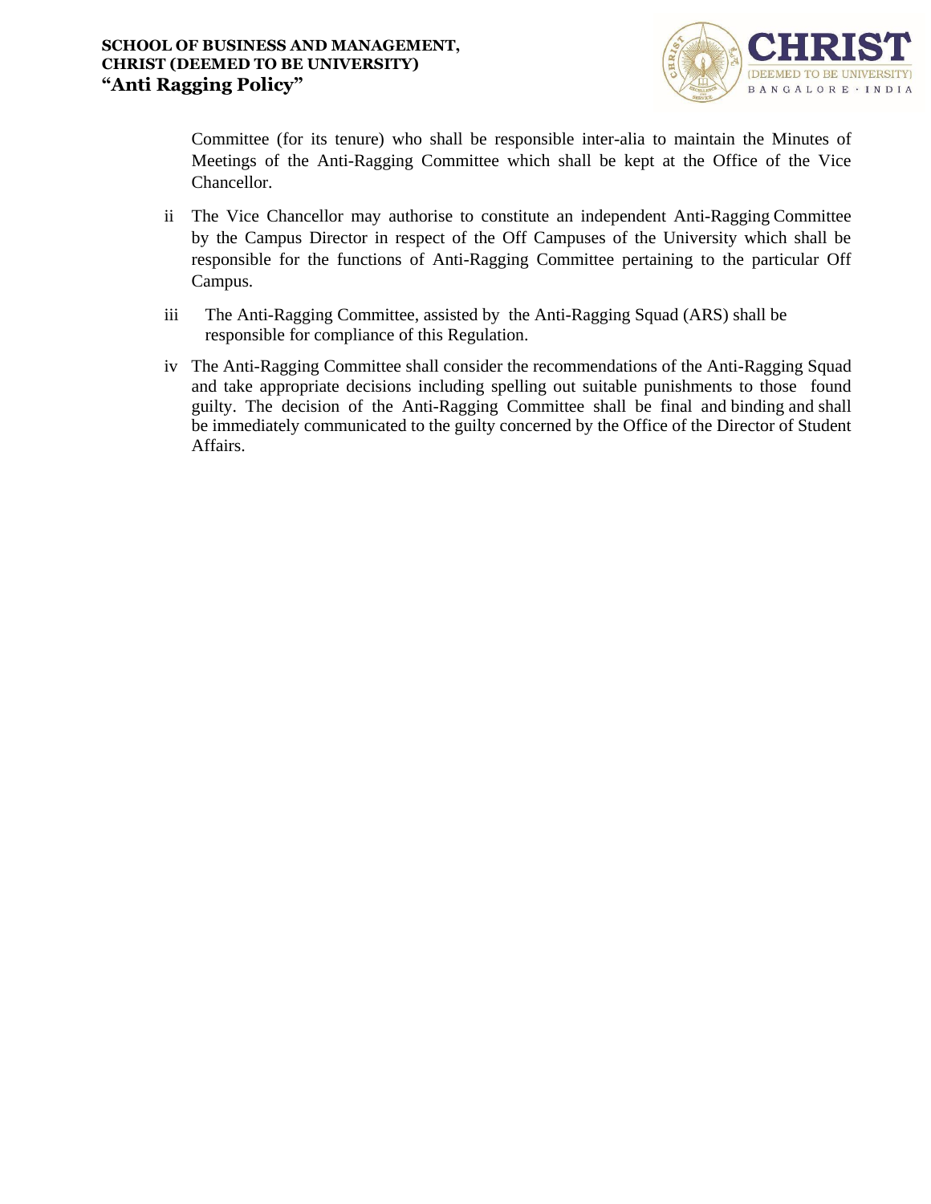Committee (for its tenure) who shall be responsible inter-alia to maintain the Minutes of Meetings of the Anti-Ragging Committee which shall be kept at the Office of the Vice Chancellor.

ii The Vice Chancellor may authorise to constitute an independent Anti-Ragging Committee by the Campus Director in respect of the Off Campuses of the University which shall be responsible for the functions of Anti-Ragging Committee pertaining to the particular Off Campus.

iii The Anti-Ragging Committee, assisted by the Anti-Ragging Squad (ARS) shall be responsible for compliance of this Regulation.

iv The Anti-Ragging Committee shall consider the recommendations of the Anti-Ragging Squad and take appropriate decisions including spelling out suitable punishments to those found guilty. The decision of the Anti-Ragging Committee shall be final and binding and shall be immediately communicated to the guilty concerned by the Office of the Director of Student Affairs.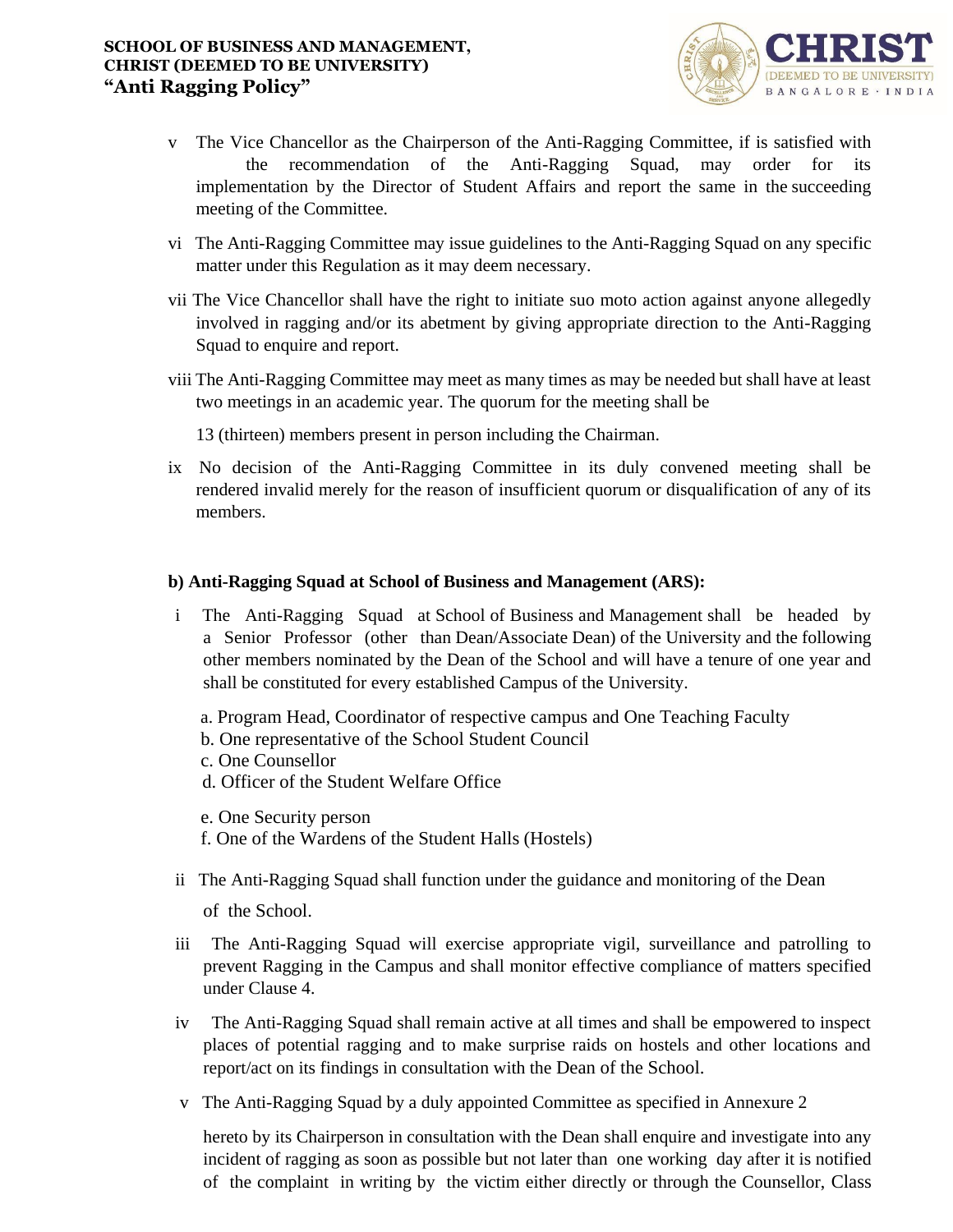v The Vice Chancellor as the Chairperson of the Anti-Ragging Committee, if is satisfied with the recommendation of the Anti-Ragging Squad, may order for its implementation by the Director of Student Affairs and report the same in the succeeding meeting of the Committee.

vi The Anti-Ragging Committee may issue guidelines to the Anti-Ragging Squad on any specific matter under this Regulation as it may deem necessary.

vii The Vice Chancellor shall have the right to initiate suo moto action against anyone allegedly involved in ragging and/or its abetment by giving appropriate direction to the Anti-Ragging Squad to enquire and report.

viii The Anti-Ragging Committee may meet as many times as may be needed but shall have at least two meetings in an academic year. The quorum for the meeting shall be

13 (thirteen) members present in person including the Chairman.

ix No decision of the Anti-Ragging Committee in its duly convened meeting shall be rendered invalid merely for the reason of insufficient quorum or disqualification of any of its members.

**b) Anti-Ragging Squad at School of Business and Management (ARS):**

i The Anti-Ragging Squad at School of Business and Management shall be headed by a Senior Professor (other than Dean/Associate Dean) of the University and the following other members nominated by the Dean of the School and will have a tenure of one year and shall be constituted for every established Campus of the University.

a. Program Head, Coordinator of respective campus and One Teaching Faculty
b. One representative of the School Student Council
c. One Counsellor
d. Officer of the Student Welfare Office
e. One Security person
f. One of the Wardens of the Student Halls (Hostels)

ii The Anti-Ragging Squad shall function under the guidance and monitoring of the Dean of the School.

iii The Anti-Ragging Squad will exercise appropriate vigil, surveillance and patrolling to prevent Ragging in the Campus and shall monitor effective compliance of matters specified under Clause 4.

iv The Anti-Ragging Squad shall remain active at all times and shall be empowered to inspect places of potential ragging and to make surprise raids on hostels and other locations and report/act on its findings in consultation with the Dean of the School.

v The Anti-Ragging Squad by a duly appointed Committee as specified in Annexure 2 hereto by its Chairperson in consultation with the Dean shall enquire and investigate into any incident of ragging as soon as possible but not later than one working day after it is notified of the complaint in writing by the victim either directly or through the Counsellor, Class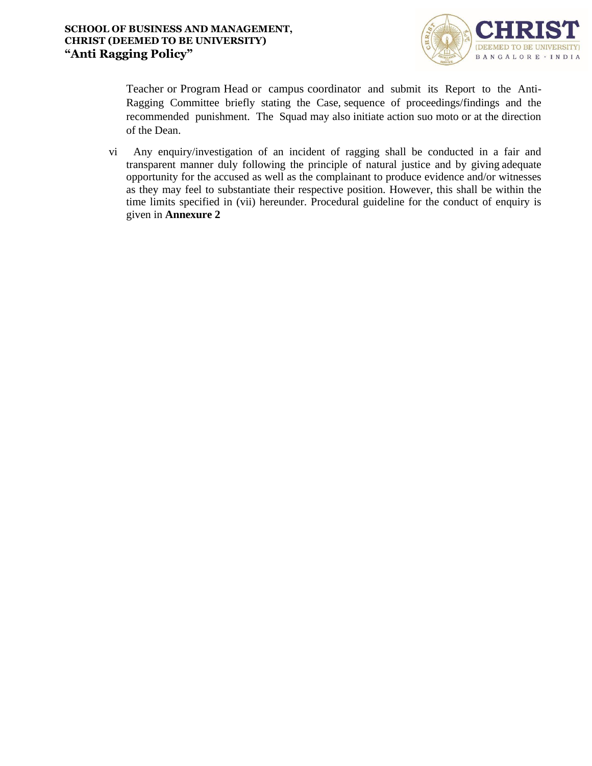Teacher or Program Head or campus coordinator and submit its Report to the Anti-Ragging Committee briefly stating the Case, sequence of proceedings/findings and the recommended punishment. The Squad may also initiate action suo moto or at the direction of the Dean.

vi Any enquiry/investigation of an incident of ragging shall be conducted in a fair and transparent manner duly following the principle of natural justice and by giving adequate opportunity for the accused as well as the complainant to produce evidence and/or witnesses as they may feel to substantiate their respective position. However, this shall be within the time limits specified in (vii) hereunder. Procedural guideline for the conduct of enquiry is given in **Annexure 2**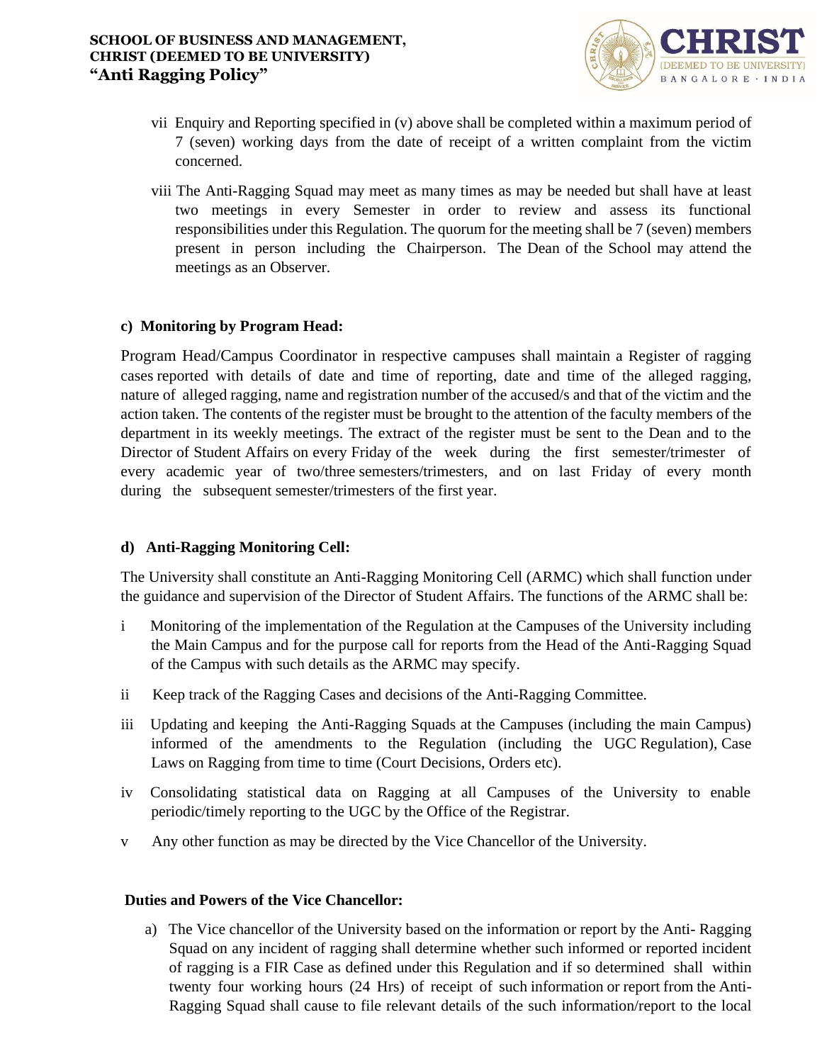vii Enquiry and Reporting specified in (v) above shall be completed within a maximum period of 7 (seven) working days from the date of receipt of a written complaint from the victim concerned.

viii The Anti-Ragging Squad may meet as many times as may be needed but shall have at least two meetings in every Semester in order to review and assess its functional responsibilities under this Regulation. The quorum for the meeting shall be 7 (seven) members present in person including the Chairperson. The Dean of the School may attend the meetings as an Observer.

**c) Monitoring by Program Head:**

Program Head/Campus Coordinator in respective campuses shall maintain a Register of ragging cases reported with details of date and time of reporting, date and time of the alleged ragging, nature of alleged ragging, name and registration number of the accused/s and that of the victim and the action taken. The contents of the register must be brought to the attention of the faculty members of the department in its weekly meetings. The extract of the register must be sent to the Dean and to the Director of Student Affairs on every Friday of the week during the first semester/trimester of every academic year of two/three semesters/trimesters, and on last Friday of every month during the subsequent semester/trimesters of the first year.

**d) Anti-Ragging Monitoring Cell:**

The University shall constitute an Anti-Ragging Monitoring Cell (ARMC) which shall function under the guidance and supervision of the Director of Student Affairs. The functions of the ARMC shall be:

i Monitoring of the implementation of the Regulation at the Campuses of the University including the Main Campus and for the purpose call for reports from the Head of the Anti-Ragging Squad of the Campus with such details as the ARMC may specify.

ii Keep track of the Ragging Cases and decisions of the Anti-Ragging Committee.

iii Updating and keeping the Anti-Ragging Squads at the Campuses (including the main Campus) informed of the amendments to the Regulation (including the UGC Regulation), Case Laws on Ragging from time to time (Court Decisions, Orders etc).

iv Consolidating statistical data on Ragging at all Campuses of the University to enable periodic/timely reporting to the UGC by the Office of the Registrar.

v Any other function as may be directed by the Vice Chancellor of the University.

**Duties and Powers of the Vice Chancellor:**

a) The Vice chancellor of the University based on the information or report by the Anti- Ragging Squad on any incident of ragging shall determine whether such informed or reported incident of ragging is a FIR Case as defined under this Regulation and if so determined shall within twenty four working hours (24 Hrs) of receipt of such information or report from the Anti-Ragging Squad shall cause to file relevant details of the such information/report to the local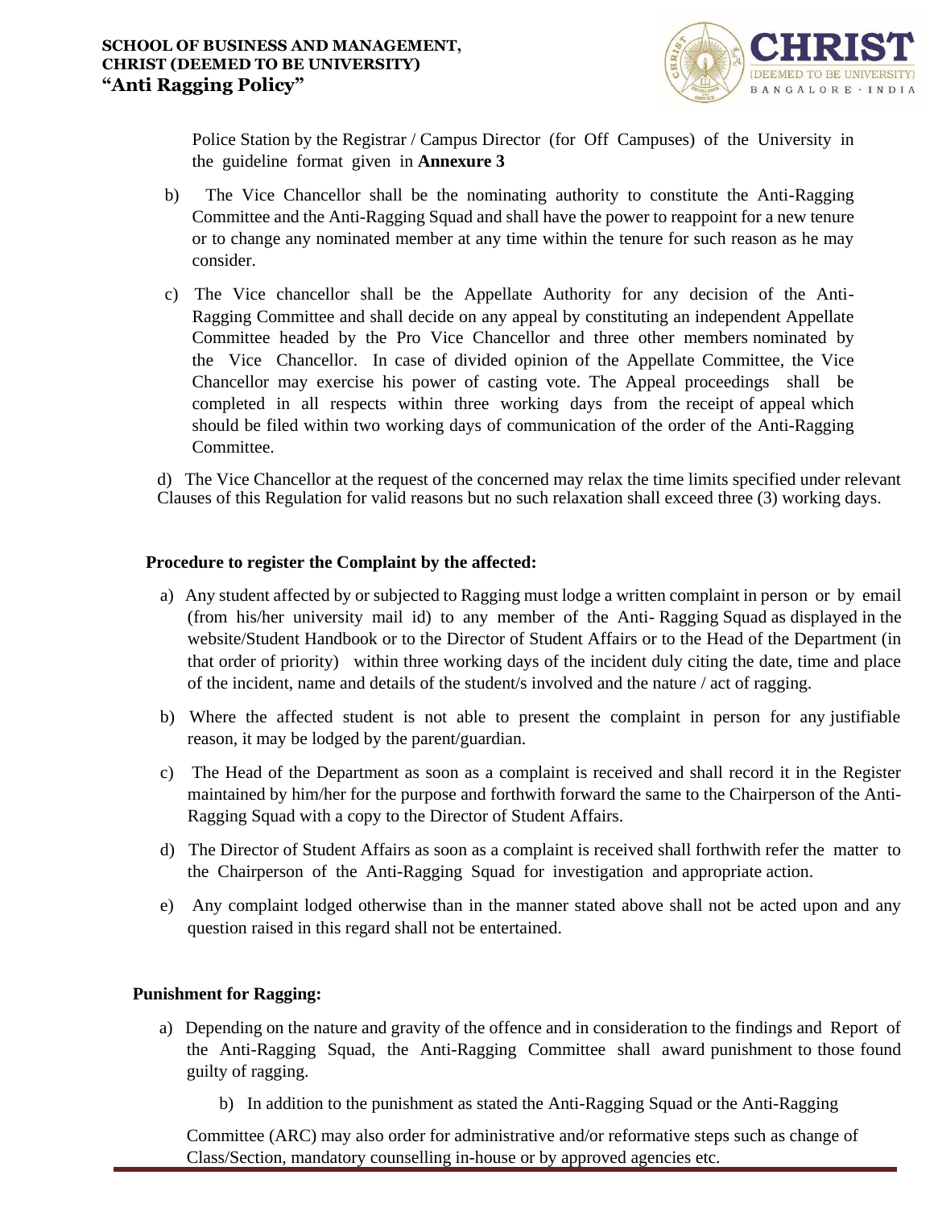Police Station by the Registrar / Campus Director (for Off Campuses) of the University in the guideline format given in **Annexure 3**

b) The Vice Chancellor shall be the nominating authority to constitute the Anti-Ragging Committee and the Anti-Ragging Squad and shall have the power to reappoint for a new tenure or to change any nominated member at any time within the tenure for such reason as he may consider.

c) The Vice chancellor shall be the Appellate Authority for any decision of the Anti-Ragging Committee and shall decide on any appeal by constituting an independent Appellate Committee headed by the Pro Vice Chancellor and three other members nominated by the Vice Chancellor. In case of divided opinion of the Appellate Committee, the Vice Chancellor may exercise his power of casting vote. The Appeal proceedings shall be completed in all respects within three working days from the receipt of appeal which should be filed within two working days of communication of the order of the Anti-Ragging Committee.

d) The Vice Chancellor at the request of the concerned may relax the time limits specified under relevant Clauses of this Regulation for valid reasons but no such relaxation shall exceed three (3) working days.

**Procedure to register the Complaint by the affected:**

a) Any student affected by or subjected to Ragging must lodge a written complaint in person or by email (from his/her university mail id) to any member of the Anti- Ragging Squad as displayed in the website/Student Handbook or to the Director of Student Affairs or to the Head of the Department (in that order of priority) within three working days of the incident duly citing the date, time and place of the incident, name and details of the student/s involved and the nature / act of ragging.

b) Where the affected student is not able to present the complaint in person for any justifiable reason, it may be lodged by the parent/guardian.

c) The Head of the Department as soon as a complaint is received and shall record it in the Register maintained by him/her for the purpose and forthwith forward the same to the Chairperson of the Anti-Ragging Squad with a copy to the Director of Student Affairs.

d) The Director of Student Affairs as soon as a complaint is received shall forthwith refer the matter to the Chairperson of the Anti-Ragging Squad for investigation and appropriate action.

e) Any complaint lodged otherwise than in the manner stated above shall not be acted upon and any question raised in this regard shall not be entertained.

**Punishment for Ragging:**

a) Depending on the nature and gravity of the offence and in consideration to the findings and Report of the Anti-Ragging Squad, the Anti-Ragging Committee shall award punishment to those found guilty of ragging.

b) In addition to the punishment as stated the Anti-Ragging Squad or the Anti-Ragging Committee (ARC) may also order for administrative and/or reformative steps such as change of Class/Section, mandatory counselling in-house or by approved agencies etc.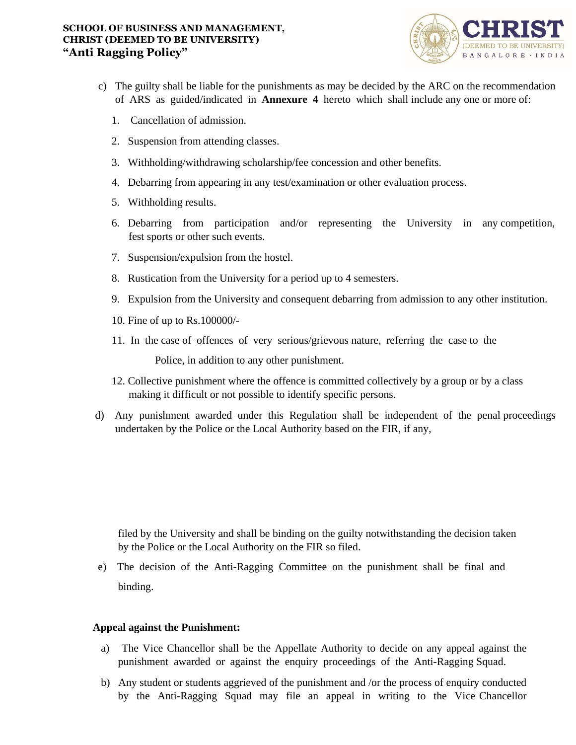c) The guilty shall be liable for the punishments as may be decided by the ARC on the recommendation of ARS as guided/indicated in **Annexure 4** hereto which shall include any one or more of:

1. Cancellation of admission.
2. Suspension from attending classes.
3. Withholding/withdrawing scholarship/fee concession and other benefits.
4. Debarring from appearing in any test/examination or other evaluation process.
5. Withholding results.
6. Debarring from participation and/or representing the University in any competition, fest sports or other such events.
7. Suspension/expulsion from the hostel.
8. Rustication from the University for a period up to 4 semesters.
9. Expulsion from the University and consequent debarring from admission to any other institution.
10. Fine of up to Rs.100000/-
11. In the case of offences of very serious/grievous nature, referring the case to the Police, in addition to any other punishment.
12. Collective punishment where the offence is committed collectively by a group or by a class making it difficult or not possible to identify specific persons.

d) Any punishment awarded under this Regulation shall be independent of the penal proceedings undertaken by the Police or the Local Authority based on the FIR, if any, filed by the University and shall be binding on the guilty notwithstanding the decision taken by the Police or the Local Authority on the FIR so filed.

e) The decision of the Anti-Ragging Committee on the punishment shall be final and binding.

**Appeal against the Punishment:**

a) The Vice Chancellor shall be the Appellate Authority to decide on any appeal against the punishment awarded or against the enquiry proceedings of the Anti-Ragging Squad.

b) Any student or students aggrieved of the punishment and /or the process of enquiry conducted by the Anti-Ragging Squad may file an appeal in writing to the Vice Chancellor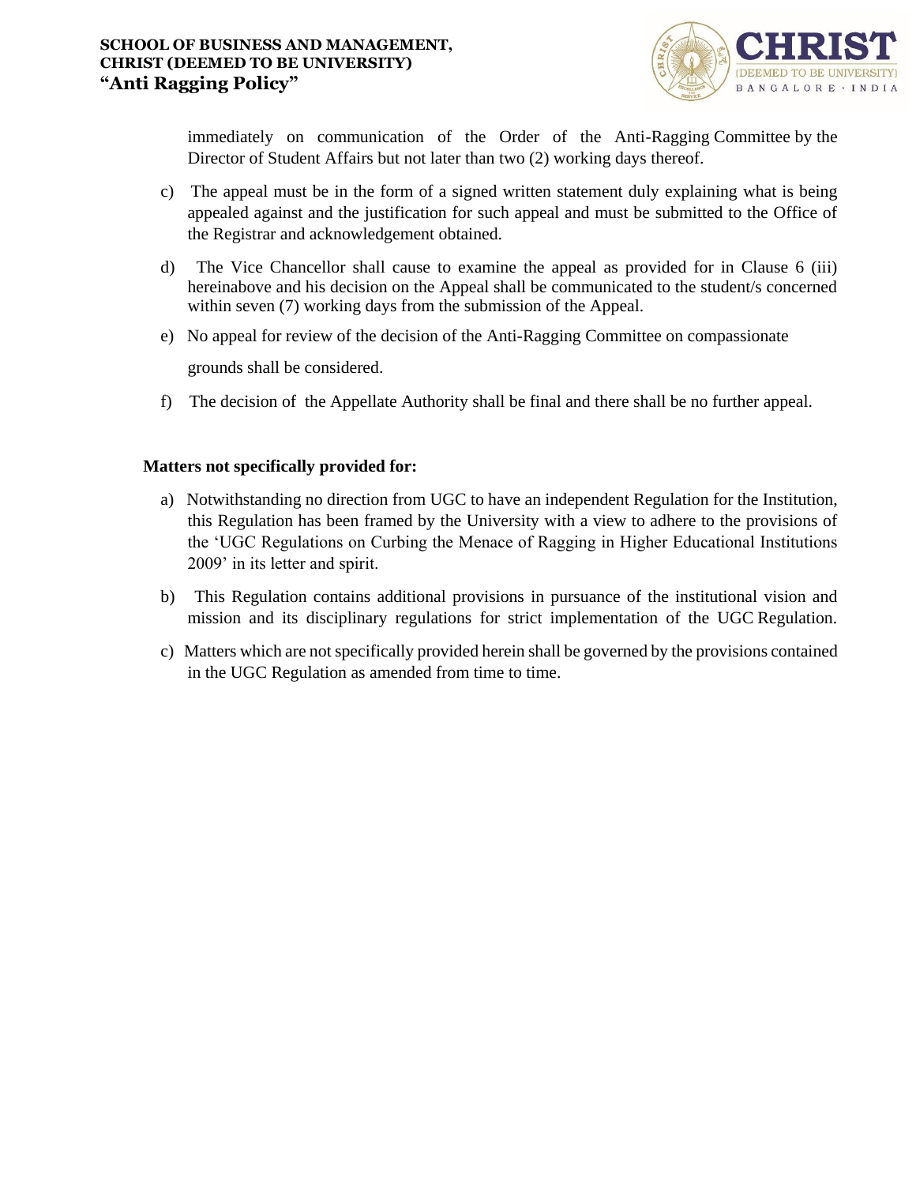immediately on communication of the Order of the Anti-Ragging Committee by the Director of Student Affairs but not later than two (2) working days thereof.

c) The appeal must be in the form of a signed written statement duly explaining what is being appealed against and the justification for such appeal and must be submitted to the Office of the Registrar and acknowledgement obtained.

d) The Vice Chancellor shall cause to examine the appeal as provided for in Clause 6 (iii) hereinabove and his decision on the Appeal shall be communicated to the student/s concerned within seven (7) working days from the submission of the Appeal.

e) No appeal for review of the decision of the Anti-Ragging Committee on compassionate grounds shall be considered.

f) The decision of the Appellate Authority shall be final and there shall be no further appeal.

**Matters not specifically provided for:**

a) Notwithstanding no direction from UGC to have an independent Regulation for the Institution, this Regulation has been framed by the University with a view to adhere to the provisions of the 'UGC Regulations on Curbing the Menace of Ragging in Higher Educational Institutions 2009' in its letter and spirit.

b) This Regulation contains additional provisions in pursuance of the institutional vision and mission and its disciplinary regulations for strict implementation of the UGC Regulation.

c) Matters which are not specifically provided herein shall be governed by the provisions contained in the UGC Regulation as amended from time to time.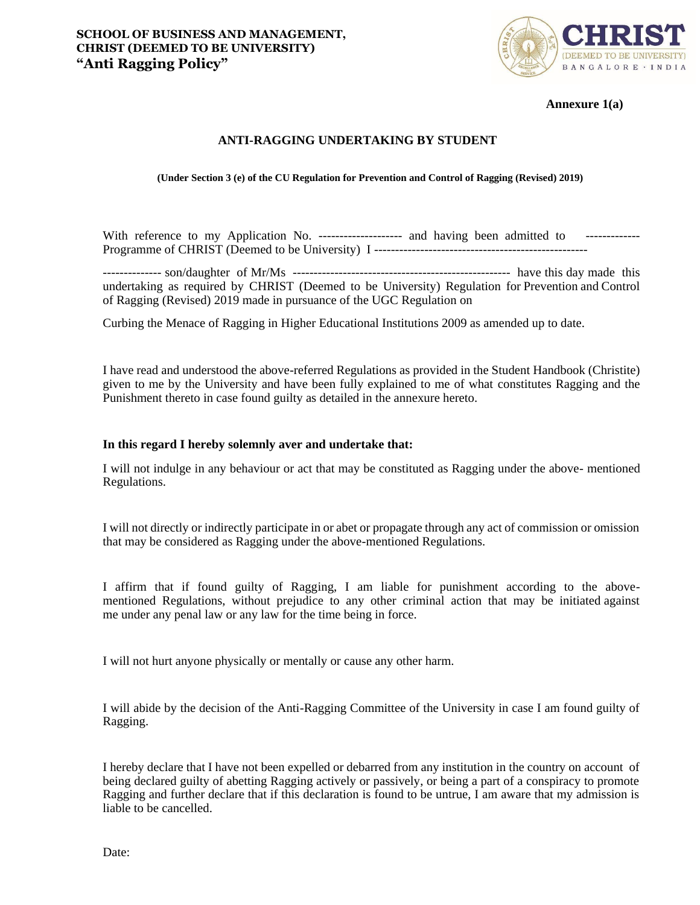**SCHOOL OF BUSINESS AND MANAGEMENT, CHRIST (DEEMED TO BE UNIVERSITY)**
**"Anti Ragging Policy"**

**Annexure 1(a)**

## ANTI-RAGGING UNDERTAKING BY STUDENT

**(Under Section 3 (e) of the CU Regulation for Prevention and Control of Ragging (Revised) 2019)**

With reference to my Application No. -------------------- and having been admitted to ------------- Programme of CHRIST (Deemed to be University) I ---------------------------------------------------

------------- son/daughter of Mr/Ms --------------------------------------------------- have this day made this undertaking as required by CHRIST (Deemed to be University) Regulation for Prevention and Control of Ragging (Revised) 2019 made in pursuance of the UGC Regulation on

Curbing the Menace of Ragging in Higher Educational Institutions 2009 as amended up to date.

I have read and understood the above-referred Regulations as provided in the Student Handbook (Christite) given to me by the University and have been fully explained to me of what constitutes Ragging and the Punishment thereto in case found guilty as detailed in the annexure hereto.

**In this regard I hereby solemnly aver and undertake that:**

I will not indulge in any behaviour or act that may be constituted as Ragging under the above- mentioned Regulations.

I will not directly or indirectly participate in or abet or propagate through any act of commission or omission that may be considered as Ragging under the above-mentioned Regulations.

I affirm that if found guilty of Ragging, I am liable for punishment according to the above-mentioned Regulations, without prejudice to any other criminal action that may be initiated against me under any penal law or any law for the time being in force.

I will not hurt anyone physically or mentally or cause any other harm.

I will abide by the decision of the Anti-Ragging Committee of the University in case I am found guilty of Ragging.

I hereby declare that I have not been expelled or debarred from any institution in the country on account of being declared guilty of abetting Ragging actively or passively, or being a part of a conspiracy to promote Ragging and further declare that if this declaration is found to be untrue, I am aware that my admission is liable to be cancelled.

Date: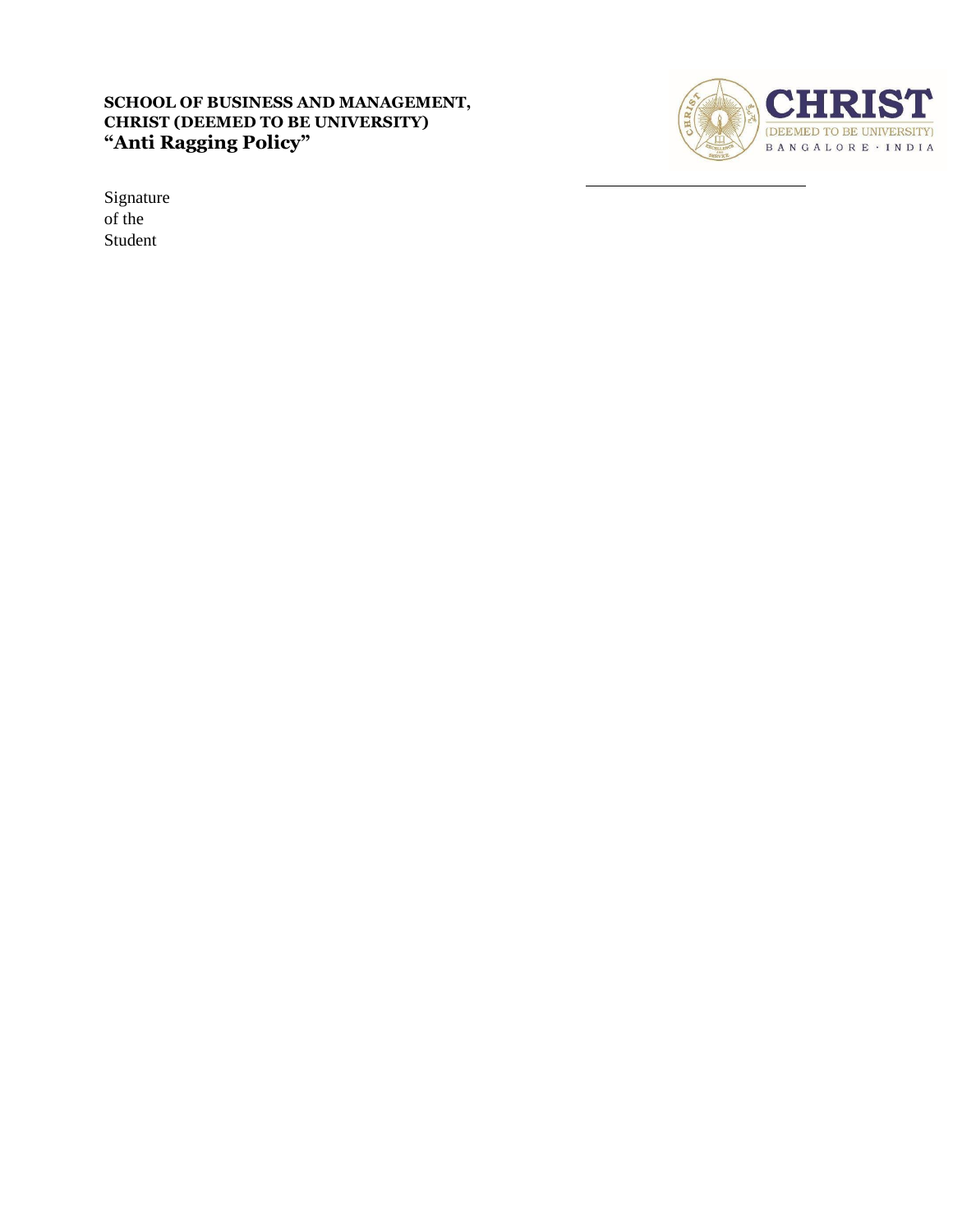Signature of the Student ______________________________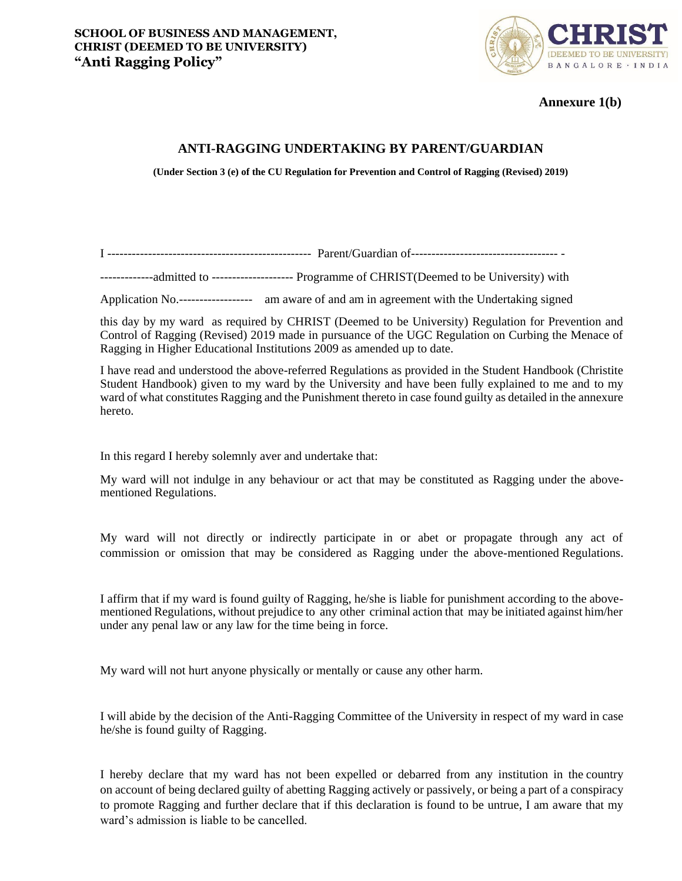**SCHOOL OF BUSINESS AND MANAGEMENT,**
**CHRIST (DEEMED TO BE UNIVERSITY)**
**"Anti Ragging Policy"**

**Annexure 1(b)**

## ANTI-RAGGING UNDERTAKING BY PARENT/GUARDIAN

**(Under Section 3 (e) of the CU Regulation for Prevention and Control of Ragging (Revised) 2019)**

I -------------------------------------------------- Parent/Guardian of------------------------------------ -

-------------admitted to -------------------- Programme of CHRIST(Deemed to be University) with

Application No.------------------ am aware of and am in agreement with the Undertaking signed

this day by my ward as required by CHRIST (Deemed to be University) Regulation for Prevention and Control of Ragging (Revised) 2019 made in pursuance of the UGC Regulation on Curbing the Menace of Ragging in Higher Educational Institutions 2009 as amended up to date.

I have read and understood the above-referred Regulations as provided in the Student Handbook (Christite Student Handbook) given to my ward by the University and have been fully explained to me and to my ward of what constitutes Ragging and the Punishment thereto in case found guilty as detailed in the annexure hereto.

In this regard I hereby solemnly aver and undertake that:

My ward will not indulge in any behaviour or act that may be constituted as Ragging under the above-mentioned Regulations.

My ward will not directly or indirectly participate in or abet or propagate through any act of commission or omission that may be considered as Ragging under the above-mentioned Regulations.

I affirm that if my ward is found guilty of Ragging, he/she is liable for punishment according to the above-mentioned Regulations, without prejudice to any other criminal action that may be initiated against him/her under any penal law or any law for the time being in force.

My ward will not hurt anyone physically or mentally or cause any other harm.

I will abide by the decision of the Anti-Ragging Committee of the University in respect of my ward in case he/she is found guilty of Ragging.

I hereby declare that my ward has not been expelled or debarred from any institution in the country on account of being declared guilty of abetting Ragging actively or passively, or being a part of a conspiracy to promote Ragging and further declare that if this declaration is found to be untrue, I am aware that my ward's admission is liable to be cancelled.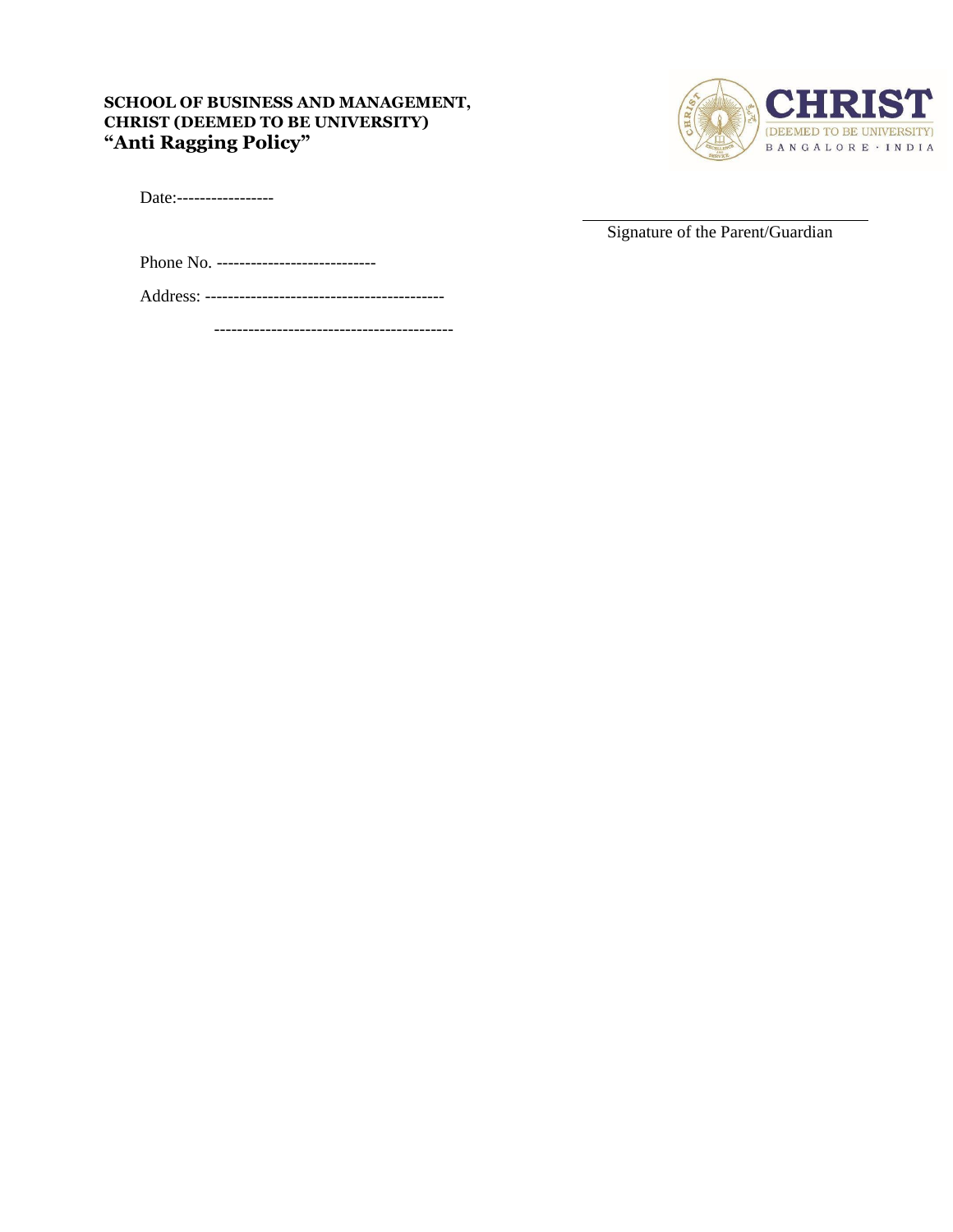**SCHOOL OF BUSINESS AND MANAGEMENT,**
**CHRIST (DEEMED TO BE UNIVERSITY)**
**"Anti Ragging Policy"**

Date:-----------------

Signature of the Parent/Guardian

Phone No. ----------------------------

Address: ------------------------------------------

------------------------------------------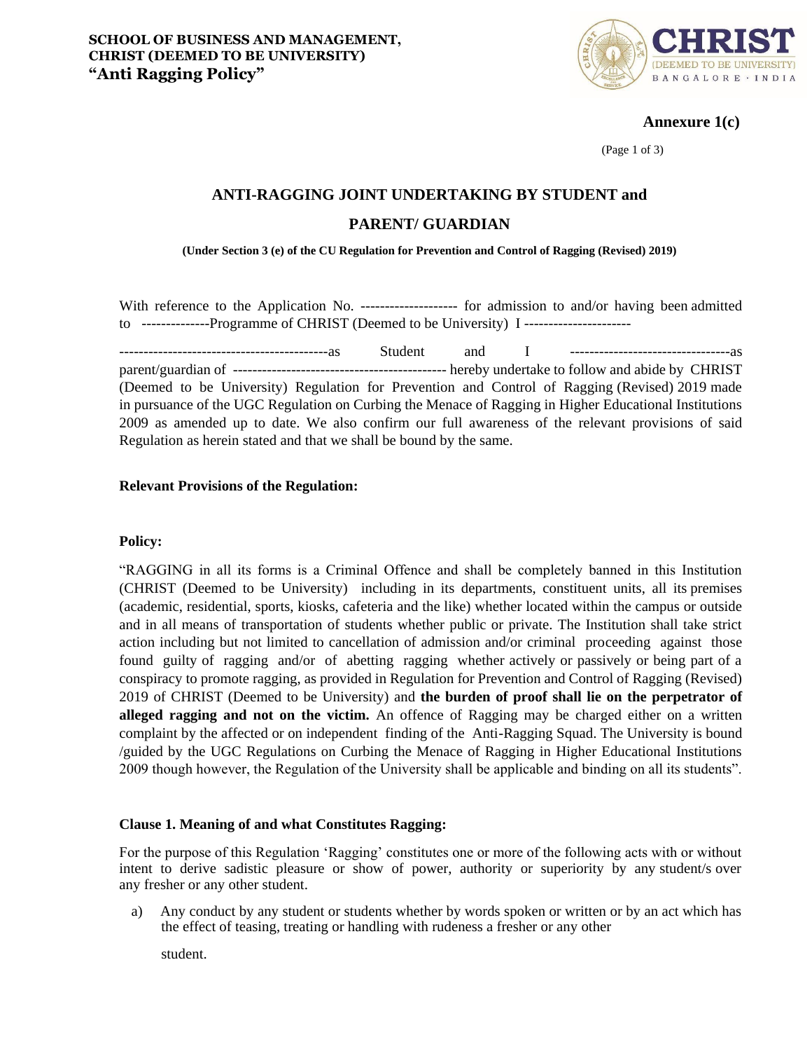**SCHOOL OF BUSINESS AND MANAGEMENT,**
**CHRIST (DEEMED TO BE UNIVERSITY)**
**"Anti Ragging Policy"**

**Annexure 1(c)**

## ANTI-RAGGING JOINT UNDERTAKING BY STUDENT and PARENT/ GUARDIAN

**(Under Section 3 (e) of the CU Regulation for Prevention and Control of Ragging (Revised) 2019)**

With reference to the Application No. -------------------- for admission to and/or having been admitted to --------------Programme of CHRIST (Deemed to be University) I ----------------------

--------------------------------------------as Student and I ---------------------------------as parent/guardian of -------------------------------------------- hereby undertake to follow and abide by CHRIST (Deemed to be University) Regulation for Prevention and Control of Ragging (Revised) 2019 made in pursuance of the UGC Regulation on Curbing the Menace of Ragging in Higher Educational Institutions 2009 as amended up to date. We also confirm our full awareness of the relevant provisions of said Regulation as herein stated and that we shall be bound by the same.

**Relevant Provisions of the Regulation:**

**Policy:**

"RAGGING in all its forms is a Criminal Offence and shall be completely banned in this Institution (CHRIST (Deemed to be University) including in its departments, constituent units, all its premises (academic, residential, sports, kiosks, cafeteria and the like) whether located within the campus or outside and in all means of transportation of students whether public or private. The Institution shall take strict action including but not limited to cancellation of admission and/or criminal proceeding against those found guilty of ragging and/or of abetting ragging whether actively or passively or being part of a conspiracy to promote ragging, as provided in Regulation for Prevention and Control of Ragging (Revised) 2019 of CHRIST (Deemed to be University) and **the burden of proof shall lie on the perpetrator of alleged ragging and not on the victim.** An offence of Ragging may be charged either on a written complaint by the affected or on independent finding of the Anti-Ragging Squad. The University is bound /guided by the UGC Regulations on Curbing the Menace of Ragging in Higher Educational Institutions 2009 though however, the Regulation of the University shall be applicable and binding on all its students".

**Clause 1. Meaning of and what Constitutes Ragging:**

For the purpose of this Regulation 'Ragging' constitutes one or more of the following acts with or without intent to derive sadistic pleasure or show of power, authority or superiority by any student/s over any fresher or any other student.

a) Any conduct by any student or students whether by words spoken or written or by an act which has the effect of teasing, treating or handling with rudeness a fresher or any other student.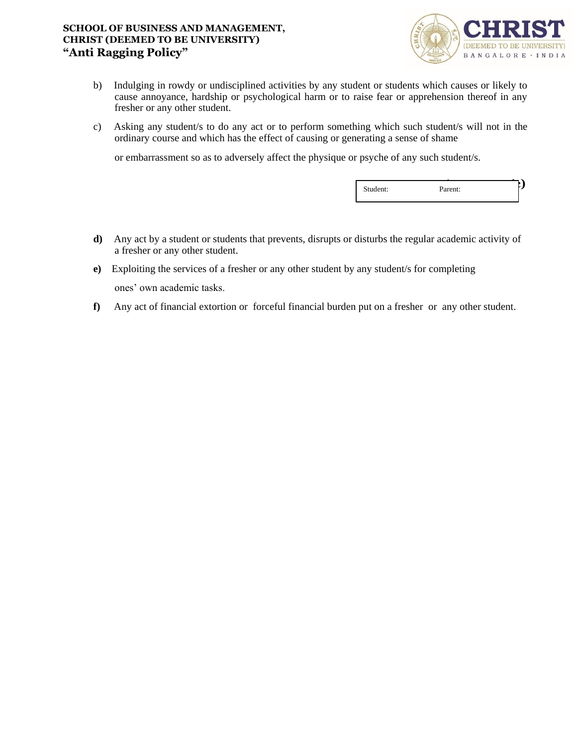b) Indulging in rowdy or undisciplined activities by any student or students which causes or likely to cause annoyance, hardship or psychological harm or to raise fear or apprehension thereof in any fresher or any other student.

c) Asking any student/s to do any act or to perform something which such student/s will not in the ordinary course and which has the effect of causing or generating a sense of shame or embarrassment so as to adversely affect the physique or psyche of any such student/s.

| Student: | Parent: |
|---|---|

**d)** Any act by a student or students that prevents, disrupts or disturbs the regular academic activity of a fresher or any other student.

**e)** Exploiting the services of a fresher or any other student by any student/s for completing ones' own academic tasks.

**f)** Any act of financial extortion or forceful financial burden put on a fresher or any other student.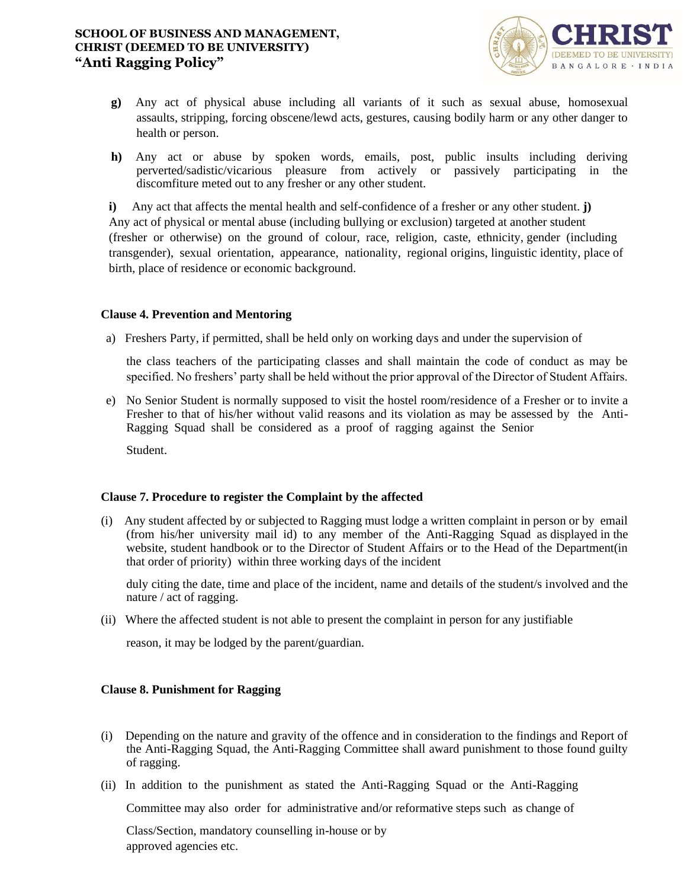g) Any act of physical abuse including all variants of it such as sexual abuse, homosexual assaults, stripping, forcing obscene/lewd acts, gestures, causing bodily harm or any other danger to health or person.

h) Any act or abuse by spoken words, emails, post, public insults including deriving perverted/sadistic/vicarious pleasure from actively or passively participating in the discomfiture meted out to any fresher or any other student.

i) Any act that affects the mental health and self-confidence of a fresher or any other student.

**j)** Any act of physical or mental abuse (including bullying or exclusion) targeted at another student (fresher or otherwise) on the ground of colour, race, religion, caste, ethnicity, gender (including transgender), sexual orientation, appearance, nationality, regional origins, linguistic identity, place of birth, place of residence or economic background.

**Clause 4. Prevention and Mentoring**

a) Freshers Party, if permitted, shall be held only on working days and under the supervision of the class teachers of the participating classes and shall maintain the code of conduct as may be specified. No freshers' party shall be held without the prior approval of the Director of Student Affairs.

e) No Senior Student is normally supposed to visit the hostel room/residence of a Fresher or to invite a Fresher to that of his/her without valid reasons and its violation as may be assessed by the Anti-Ragging Squad shall be considered as a proof of ragging against the Senior Student.

**Clause 7. Procedure to register the Complaint by the affected**

(i) Any student affected by or subjected to Ragging must lodge a written complaint in person or by email (from his/her university mail id) to any member of the Anti-Ragging Squad as displayed in the website, student handbook or to the Director of Student Affairs or to the Head of the Department(in that order of priority) within three working days of the incident duly citing the date, time and place of the incident, name and details of the student/s involved and the nature / act of ragging.

(ii) Where the affected student is not able to present the complaint in person for any justifiable reason, it may be lodged by the parent/guardian.

**Clause 8. Punishment for Ragging**

(i) Depending on the nature and gravity of the offence and in consideration to the findings and Report of the Anti-Ragging Squad, the Anti-Ragging Committee shall award punishment to those found guilty of ragging.

(ii) In addition to the punishment as stated the Anti-Ragging Squad or the Anti-Ragging Committee may also order for administrative and/or reformative steps such as change of Class/Section, mandatory counselling in-house or by approved agencies etc.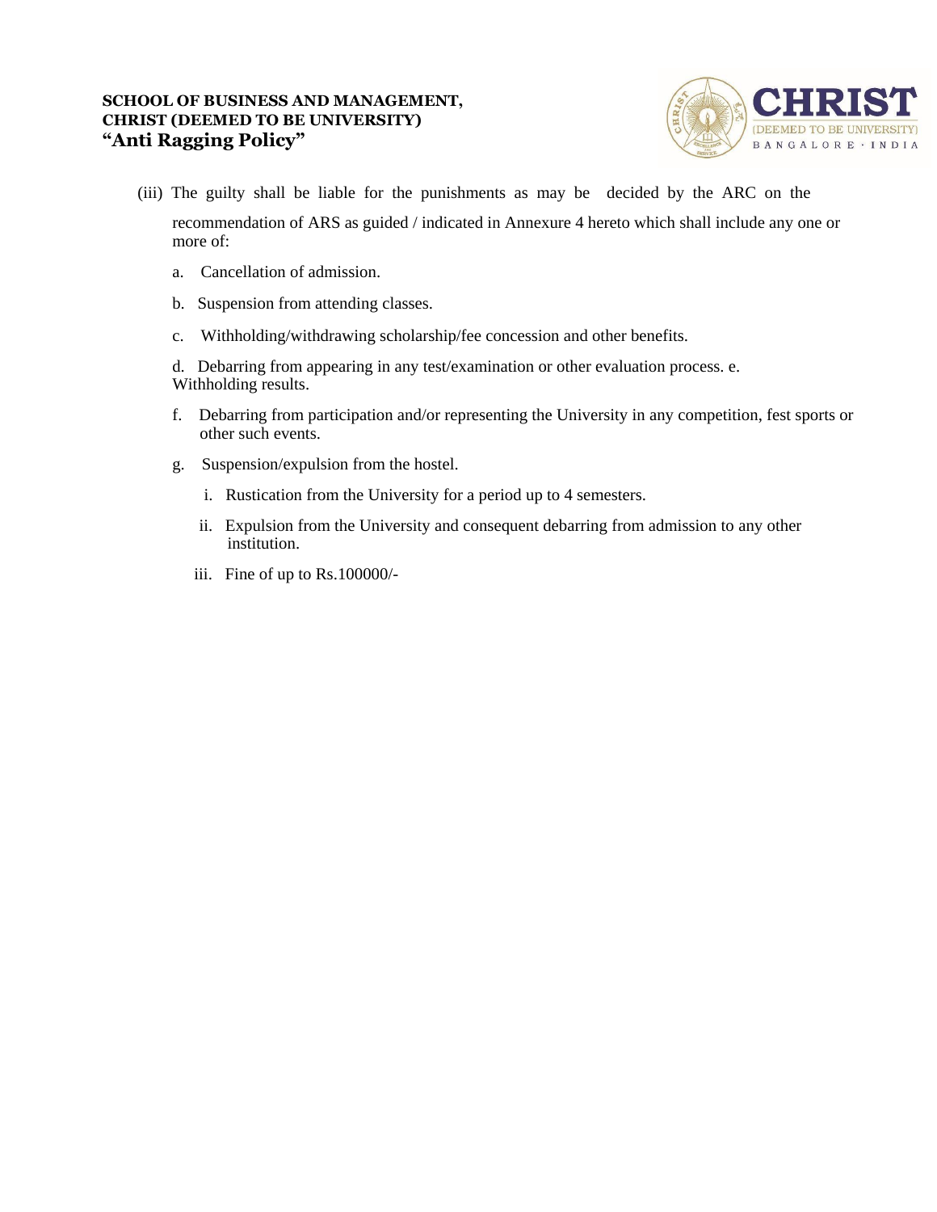(iii) The guilty shall be liable for the punishments as may be decided by the ARC on the recommendation of ARS as guided / indicated in Annexure 4 hereto which shall include any one or more of:

a. Cancellation of admission.

b. Suspension from attending classes.

c. Withholding/withdrawing scholarship/fee concession and other benefits.

d. Debarring from appearing in any test/examination or other evaluation process. e. Withholding results.

f. Debarring from participation and/or representing the University in any competition, fest sports or other such events.

g. Suspension/expulsion from the hostel.

i. Rustication from the University for a period up to 4 semesters.

ii. Expulsion from the University and consequent debarring from admission to any other institution.

iii. Fine of up to Rs.100000/-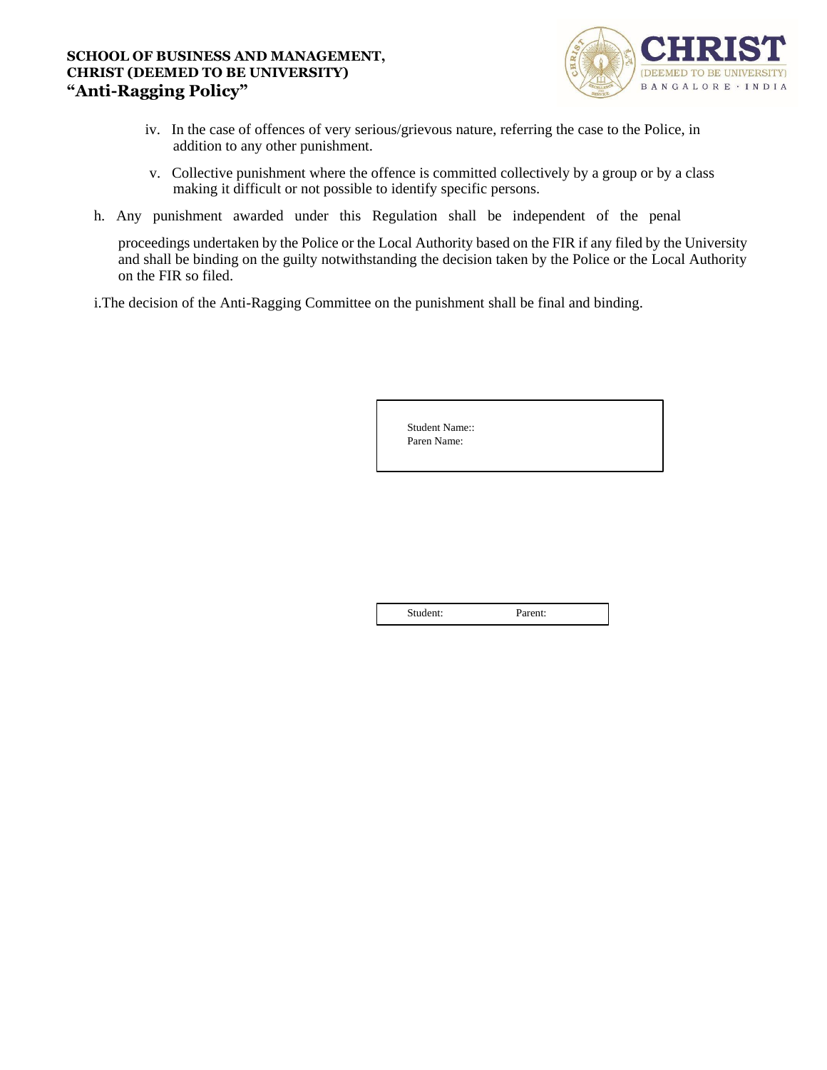iv. In the case of offences of very serious/grievous nature, referring the case to the Police, in addition to any other punishment.

v. Collective punishment where the offence is committed collectively by a group or by a class making it difficult or not possible to identify specific persons.

h. Any punishment awarded under this Regulation shall be independent of the penal proceedings undertaken by the Police or the Local Authority based on the FIR if any filed by the University and shall be binding on the guilty notwithstanding the decision taken by the Police or the Local Authority on the FIR so filed.

i. The decision of the Anti-Ragging Committee on the punishment shall be final and binding.

Student Name::
Paren Name:

Student: Parent: